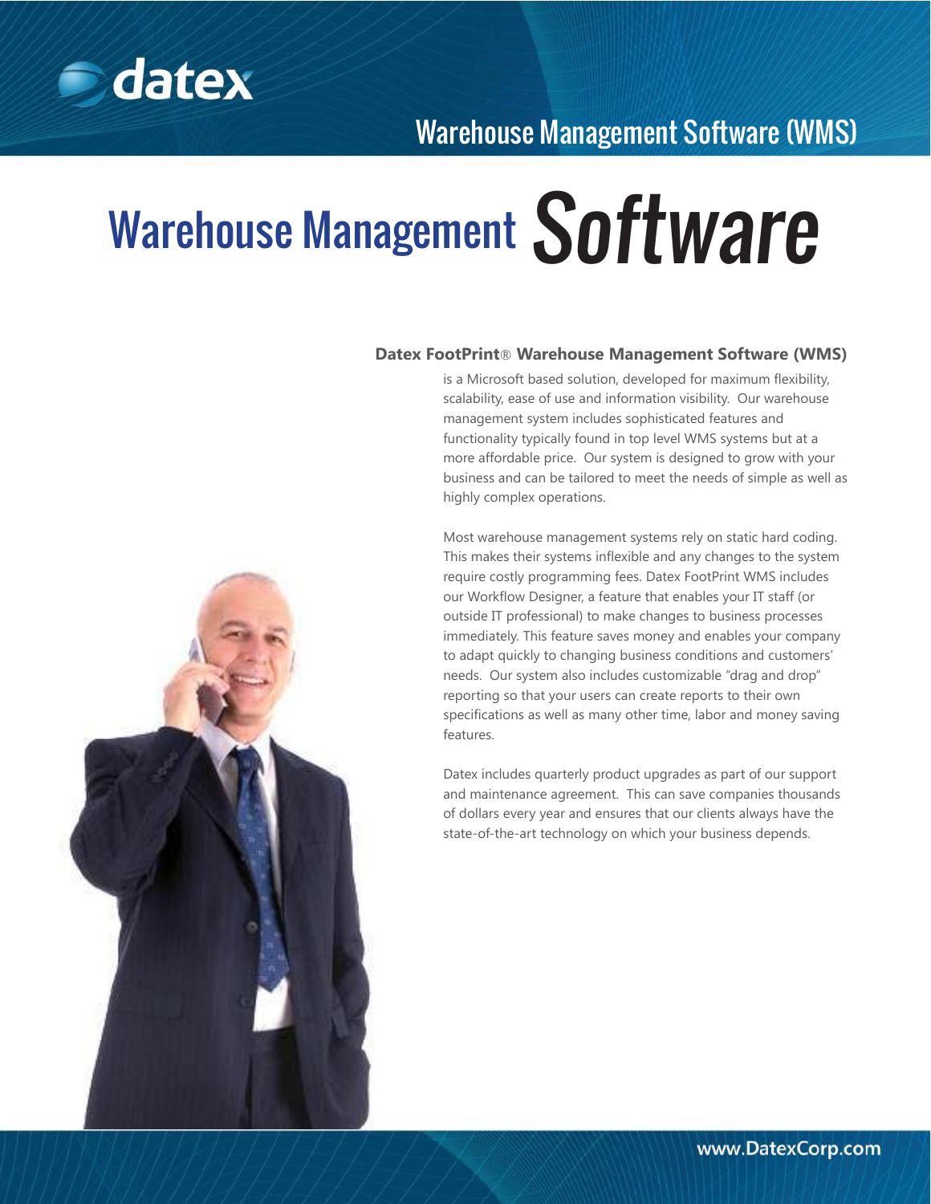# Warehouse Management Software (WMS)

# Warehouse Management Software

**Datex FootPrint® Warehouse Management Software (WMS)** is a Microsoft based solution, developed for maximum flexibility, scalability, ease of use and information visibility. Our warehouse management system includes sophisticated features and functionality typically found in top level WMS systems but at a more affordable price. Our system is designed to grow with your business and can be tailored to meet the needs of simple as well as highly complex operations.

Most warehouse management systems rely on static hard coding. This makes their systems inflexible and any changes to the system require costly programming fees. Datex FootPrint WMS includes our Workflow Designer, a feature that enables your IT staff (or outside IT professional) to make changes to business processes immediately. This feature saves money and enables your company to adapt quickly to changing business conditions and customers' needs. Our system also includes customizable "drag and drop" reporting so that your users can create reports to their own specifications as well as many other time, labor and money saving features.

Datex includes quarterly product upgrades as part of our support and maintenance agreement. This can save companies thousands of dollars every year and ensures that our clients always have the state-of-the-art technology on which your business depends.

www.DatexCorp.com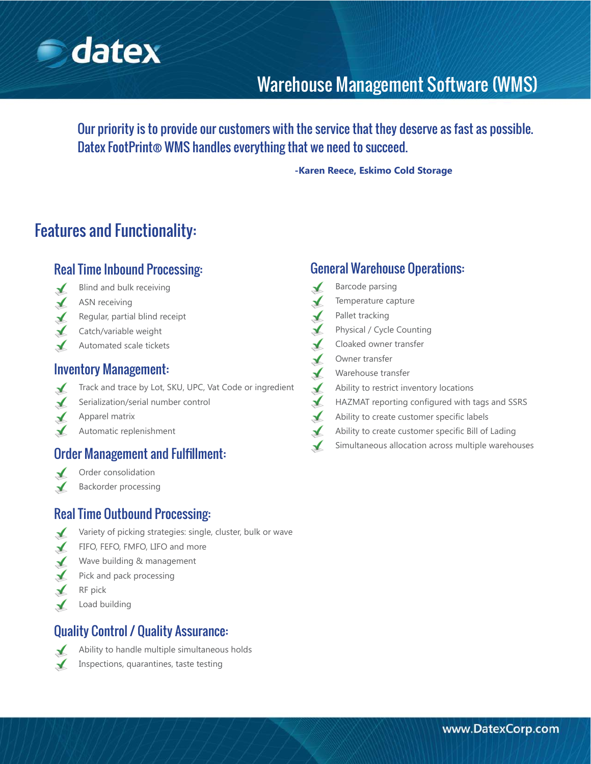# datex

# Warehouse Management Software (WMS)

Our priority is to provide our customers with the service that they deserve as fast as possible. Datex FootPrint® WMS handles everything that we need to succeed.

**-Karen Reece, Eskimo Cold Storage**

## Features and Functionality:

### Real Time Inbound Processing:

- Blind and bulk receiving
- ASN receiving
- Regular, partial blind receipt
- Catch/variable weight
- Automated scale tickets

### Inventory Management:

- Track and trace by Lot, SKU, UPC, Vat Code or ingredient
- Serialization/serial number control
- Apparel matrix
- Automatic replenishment

### Order Management and Fulfillment:

- Order consolidation
- Backorder processing

### Real Time Outbound Processing:

- Variety of picking strategies: single, cluster, bulk or wave
- FIFO, FEFO, FMFO, LIFO and more
- Wave building & management
- Pick and pack processing
- RF pick
- Load building

### Quality Control / Quality Assurance:

- Ability to handle multiple simultaneous holds
- Inspections, quarantines, taste testing

### General Warehouse Operations:

- Barcode parsing
- Temperature capture
- Pallet tracking
- Physical / Cycle Counting
- Cloaked owner transfer
- Owner transfer
- Warehouse transfer
- Ability to restrict inventory locations
- HAZMAT reporting configured with tags and SSRS
- Ability to create customer specific labels
- Ability to create customer specific Bill of Lading
- Simultaneous allocation across multiple warehouses

www.DatexCorp.com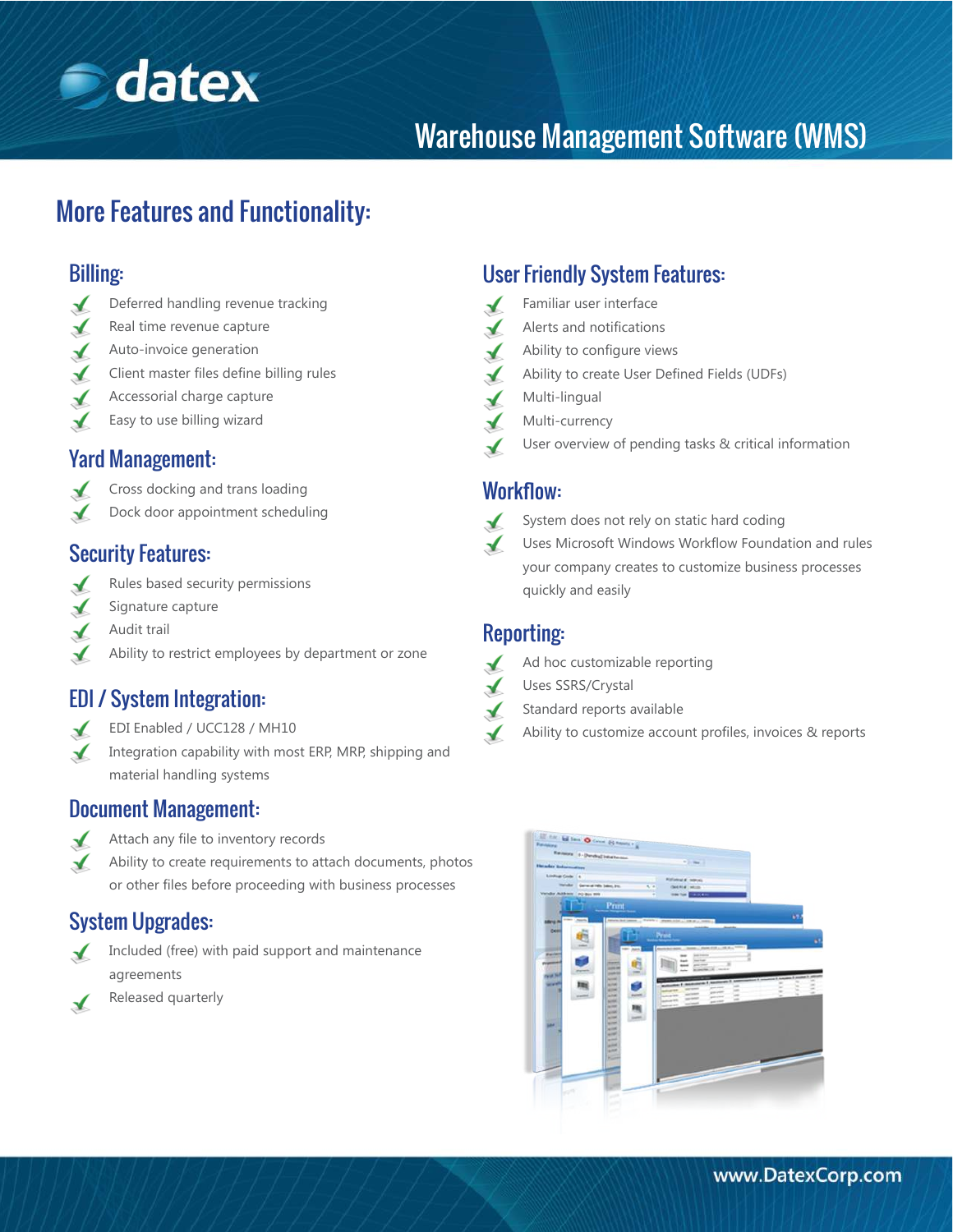datex

# Warehouse Management Software (WMS)

## More Features and Functionality:

### Billing:

- Deferred handling revenue tracking
- Real time revenue capture
- Auto-invoice generation
- Client master files define billing rules
- Accessorial charge capture
- Easy to use billing wizard

### Yard Management:

- Cross docking and trans loading
- Dock door appointment scheduling

### Security Features:

- Rules based security permissions
- Signature capture
- Audit trail
- Ability to restrict employees by department or zone

### EDI / System Integration:

- EDI Enabled / UCC128 / MH10
- Integration capability with most ERP, MRP, shipping and material handling systems

### Document Management:

- Attach any file to inventory records
- Ability to create requirements to attach documents, photos or other files before proceeding with business processes

### System Upgrades:

- Included (free) with paid support and maintenance agreements
- Released quarterly

### User Friendly System Features:

- Familiar user interface
- Alerts and notifications
- Ability to configure views
- Ability to create User Defined Fields (UDFs)
- Multi-lingual
- Multi-currency
- User overview of pending tasks & critical information

### Workflow:

- System does not rely on static hard coding
- Uses Microsoft Windows Workflow Foundation and rules your company creates to customize business processes quickly and easily

### Reporting:

- Ad hoc customizable reporting
- Uses SSRS/Crystal
- Standard reports available
- Ability to customize account profiles, invoices & reports

www.DatexCorp.com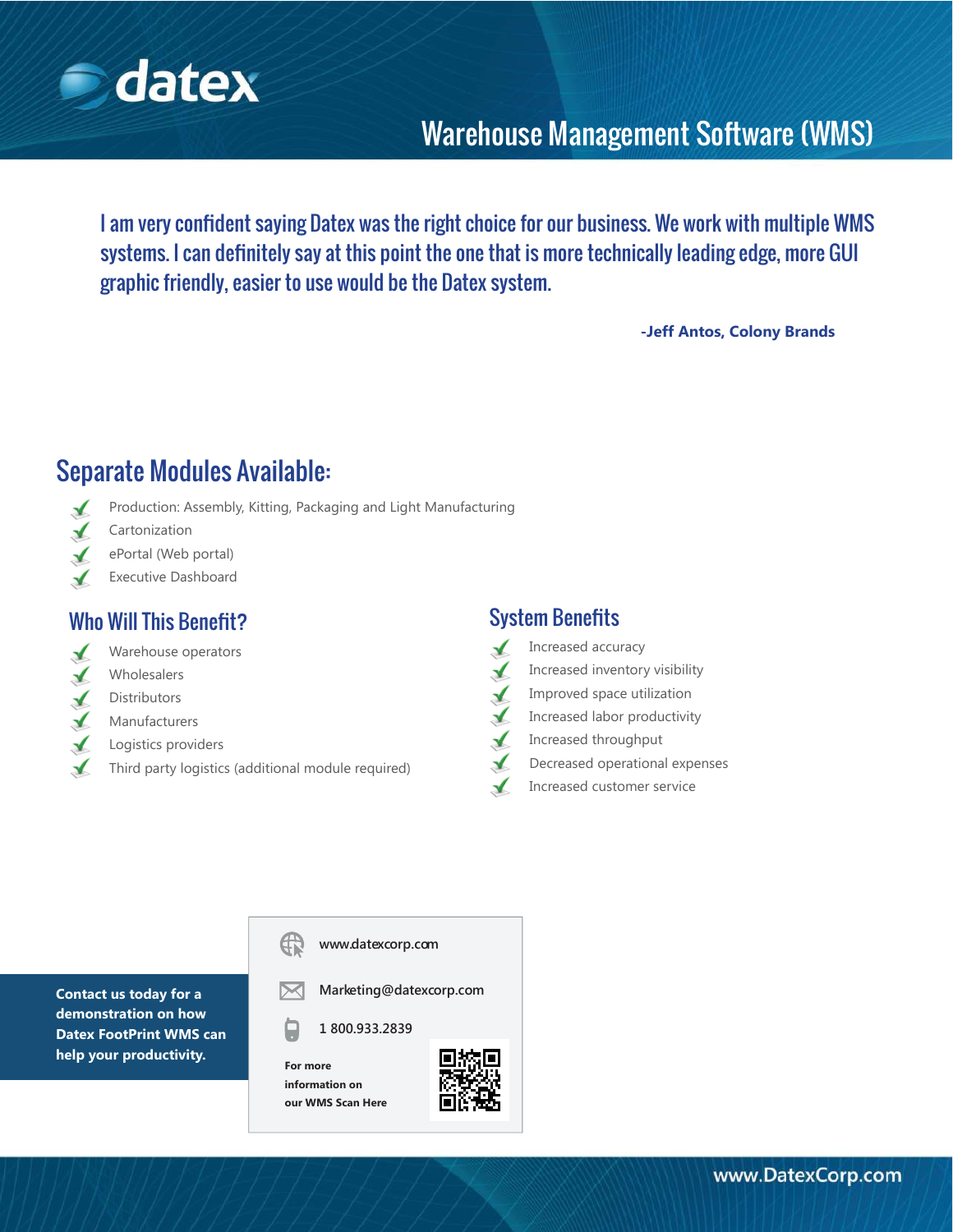# Warehouse Management Software (WMS)

I am very confident saying Datex was the right choice for our business. We work with multiple WMS systems. I can definitely say at this point the one that is more technically leading edge, more GUI graphic friendly, easier to use would be the Datex system.

**-Jeff Antos, Colony Brands**

## Separate Modules Available:

- Production: Assembly, Kitting, Packaging and Light Manufacturing
- Cartonization
- ePortal (Web portal)
- Executive Dashboard

## Who Will This Benefit?

- Warehouse operators
- Wholesalers
- Distributors
- Manufacturers
- Logistics providers
- Third party logistics (additional module required)

## System Benefits

- Increased accuracy
- Increased inventory visibility
- Improved space utilization
- Increased labor productivity
- Increased throughput
- Decreased operational expenses
- Increased customer service

**Contact us today for a demonstration on how Datex FootPrint WMS can help your productivity.**

www.datexcorp.com

Marketing@datexcorp.com

1 800.933.2839

**For more information on our WMS Scan Here**

www.DatexCorp.com